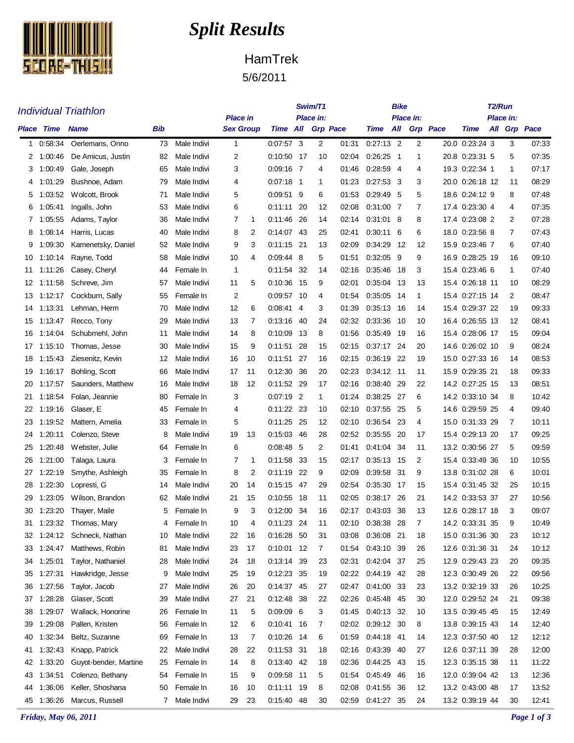# Split Results

## HamTrek

5/6/2011

### Individual Triathlon

| Place | Time | Name | Bib | | Place in Sex | Place in Group | Swim/T1 Time | Swim/T1 Place in: All | Swim/T1 Place in: Grp | Swim/T1 Pace | Bike Time | Bike Place in: All | Bike Place in: Grp | Bike Pace | T2/Run Time | T2/Run Place in: All | T2/Run Place in: Grp | T2/Run Pace |
|---|---|---|---|---|---|---|---|---|---|---|---|---|---|---|---|---|---|---|
| 1 | 0:58:34 | Oerlemans, Onno | 73 | Male Indivi | 1 | | 0:07:57 | 3 | 2 | 01:31 | 0:27:13 | 2 | 2 | 20.0 | 0:23:24 | 3 | 3 | 07:33 |
| 2 | 1:00:46 | De Amicus, Justin | 82 | Male Indivi | 2 | | 0:10:50 | 17 | 10 | 02:04 | 0:26:25 | 1 | 1 | 20.8 | 0:23:31 | 5 | 5 | 07:35 |
| 3 | 1:00:49 | Gale, Joseph | 65 | Male Indivi | 3 | | 0:09:16 | 7 | 4 | 01:46 | 0:28:59 | 4 | 4 | 19.3 | 0:22:34 | 1 | 1 | 07:17 |
| 4 | 1:01:29 | Bushnoe, Adam | 79 | Male Indivi | 4 | | 0:07:18 | 1 | 1 | 01:23 | 0:27:53 | 3 | 3 | 20.0 | 0:26:18 | 12 | 11 | 08:29 |
| 5 | 1:03:52 | Wolcott, Brook | 71 | Male Indivi | 5 | | 0:09:51 | 9 | 6 | 01:53 | 0:29:49 | 5 | 5 | 18.6 | 0:24:12 | 9 | 8 | 07:48 |
| 6 | 1:05:41 | Ingalls, John | 53 | Male Indivi | 6 | | 0:11:11 | 20 | 12 | 02:08 | 0:31:00 | 7 | 7 | 17.4 | 0:23:30 | 4 | 4 | 07:35 |
| 7 | 1:05:55 | Adams, Taylor | 36 | Male Indivi | 7 | 1 | 0:11:46 | 26 | 14 | 02:14 | 0:31:01 | 8 | 8 | 17.4 | 0:23:08 | 2 | 2 | 07:28 |
| 8 | 1:08:14 | Harris, Lucas | 40 | Male Indivi | 8 | 2 | 0:14:07 | 43 | 25 | 02:41 | 0:30:11 | 6 | 6 | 18.0 | 0:23:56 | 8 | 7 | 07:43 |
| 9 | 1:09:30 | Kamenetsky, Daniel | 52 | Male Indivi | 9 | 3 | 0:11:15 | 21 | 13 | 02:09 | 0:34:29 | 12 | 12 | 15.9 | 0:23:46 | 7 | 6 | 07:40 |
| 10 | 1:10:14 | Rayne, Todd | 58 | Male Indivi | 10 | 4 | 0:09:44 | 8 | 5 | 01:51 | 0:32:05 | 9 | 9 | 16.9 | 0:28:25 | 19 | 16 | 09:10 |
| 11 | 1:11:26 | Casey, Cheryl | 44 | Female In | 1 | | 0:11:54 | 32 | 14 | 02:16 | 0:35:46 | 18 | 3 | 15.4 | 0:23:46 | 6 | 1 | 07:40 |
| 12 | 1:11:58 | Schreve, Jim | 57 | Male Indivi | 11 | 5 | 0:10:36 | 15 | 9 | 02:01 | 0:35:04 | 13 | 13 | 15.4 | 0:26:18 | 11 | 10 | 08:29 |
| 13 | 1:12:17 | Cockburn, Sally | 55 | Female In | 2 | | 0:09:57 | 10 | 4 | 01:54 | 0:35:05 | 14 | 1 | 15.4 | 0:27:15 | 14 | 2 | 08:47 |
| 14 | 1:13:31 | Lehman, Herm | 70 | Male Indivi | 12 | 6 | 0:08:41 | 4 | 3 | 01:39 | 0:35:13 | 16 | 14 | 15.4 | 0:29:37 | 22 | 19 | 09:33 |
| 15 | 1:13:47 | Recco, Tony | 29 | Male Indivi | 13 | 7 | 0:13:16 | 40 | 24 | 02:32 | 0:33:36 | 10 | 10 | 16.4 | 0:26:55 | 13 | 12 | 08:41 |
| 16 | 1:14:04 | Schubmehl, John | 11 | Male Indivi | 14 | 8 | 0:10:09 | 13 | 8 | 01:56 | 0:35:49 | 19 | 16 | 15.4 | 0:28:06 | 17 | 15 | 09:04 |
| 17 | 1:15:10 | Thomas, Jesse | 30 | Male Indivi | 15 | 9 | 0:11:51 | 28 | 15 | 02:15 | 0:37:17 | 24 | 20 | 14.6 | 0:26:02 | 10 | 9 | 08:24 |
| 18 | 1:15:43 | Ziesenitz, Kevin | 12 | Male Indivi | 16 | 10 | 0:11:51 | 27 | 16 | 02:15 | 0:36:19 | 22 | 19 | 15.0 | 0:27:33 | 16 | 14 | 08:53 |
| 19 | 1:16:17 | Bohling, Scott | 66 | Male Indivi | 17 | 11 | 0:12:30 | 36 | 20 | 02:23 | 0:34:12 | 11 | 11 | 15.9 | 0:29:35 | 21 | 18 | 09:33 |
| 20 | 1:17:57 | Saunders, Matthew | 16 | Male Indivi | 18 | 12 | 0:11:52 | 29 | 17 | 02:16 | 0:38:40 | 29 | 22 | 14.2 | 0:27:25 | 15 | 13 | 08:51 |
| 21 | 1:18:54 | Folan, Jeannie | 80 | Female In | 3 | | 0:07:19 | 2 | 1 | 01:24 | 0:38:25 | 27 | 6 | 14.2 | 0:33:10 | 34 | 8 | 10:42 |
| 22 | 1:19:16 | Glaser, E | 45 | Female In | 4 | | 0:11:22 | 23 | 10 | 02:10 | 0:37:55 | 25 | 5 | 14.6 | 0:29:59 | 25 | 4 | 09:40 |
| 23 | 1:19:52 | Mattern, Amelia | 33 | Female In | 5 | | 0:11:25 | 25 | 12 | 02:10 | 0:36:54 | 23 | 4 | 15.0 | 0:31:33 | 29 | 7 | 10:11 |
| 24 | 1:20:11 | Colenzo, Steve | 8 | Male Indivi | 19 | 13 | 0:15:03 | 46 | 28 | 02:52 | 0:35:55 | 20 | 17 | 15.4 | 0:29:13 | 20 | 17 | 09:25 |
| 25 | 1:20:48 | Webster, Julie | 64 | Female In | 6 | | 0:08:48 | 5 | 2 | 01:41 | 0:41:04 | 34 | 11 | 13.2 | 0:30:56 | 27 | 5 | 09:59 |
| 26 | 1:21:00 | Talaga, Laura | 3 | Female In | 7 | 1 | 0:11:58 | 33 | 15 | 02:17 | 0:35:13 | 15 | 2 | 15.4 | 0:33:49 | 36 | 10 | 10:55 |
| 27 | 1:22:19 | Smythe, Ashleigh | 35 | Female In | 8 | 2 | 0:11:19 | 22 | 9 | 02:09 | 0:39:58 | 31 | 9 | 13.8 | 0:31:02 | 28 | 6 | 10:01 |
| 28 | 1:22:30 | Lopresti, G | 14 | Male Indivi | 20 | 14 | 0:15:15 | 47 | 29 | 02:54 | 0:35:30 | 17 | 15 | 15.4 | 0:31:45 | 32 | 25 | 10:15 |
| 29 | 1:23:05 | Wilson, Brandon | 62 | Male Indivi | 21 | 15 | 0:10:55 | 18 | 11 | 02:05 | 0:38:17 | 26 | 21 | 14.2 | 0:33:53 | 37 | 27 | 10:56 |
| 30 | 1:23:20 | Thayer, Maile | 5 | Female In | 9 | 3 | 0:12:00 | 34 | 16 | 02:17 | 0:43:03 | 38 | 13 | 12.6 | 0:28:17 | 18 | 3 | 09:07 |
| 31 | 1:23:32 | Thomas, Mary | 4 | Female In | 10 | 4 | 0:11:23 | 24 | 11 | 02:10 | 0:38:38 | 28 | 7 | 14.2 | 0:33:31 | 35 | 9 | 10:49 |
| 32 | 1:24:12 | Schneck, Nathan | 10 | Male Indivi | 22 | 16 | 0:16:28 | 50 | 31 | 03:08 | 0:36:08 | 21 | 18 | 15.0 | 0:31:36 | 30 | 23 | 10:12 |
| 33 | 1:24:47 | Matthews, Robin | 81 | Male Indivi | 23 | 17 | 0:10:01 | 12 | 7 | 01:54 | 0:43:10 | 39 | 26 | 12.6 | 0:31:36 | 31 | 24 | 10:12 |
| 34 | 1:25:01 | Taylor, Nathaniel | 28 | Male Indivi | 24 | 18 | 0:13:14 | 39 | 23 | 02:31 | 0:42:04 | 37 | 25 | 12.9 | 0:29:43 | 23 | 20 | 09:35 |
| 35 | 1:27:31 | Hawkridge, Jesse | 9 | Male Indivi | 25 | 19 | 0:12:23 | 35 | 19 | 02:22 | 0:44:19 | 42 | 28 | 12.3 | 0:30:49 | 26 | 22 | 09:56 |
| 36 | 1:27:56 | Taylor, Jacob | 27 | Male Indivi | 26 | 20 | 0:14:37 | 45 | 27 | 02:47 | 0:41:00 | 33 | 23 | 13.2 | 0:32:19 | 33 | 26 | 10:25 |
| 37 | 1:28:28 | Glaser, Scott | 39 | Male Indivi | 27 | 21 | 0:12:48 | 38 | 22 | 02:26 | 0:45:48 | 45 | 30 | 12.0 | 0:29:52 | 24 | 21 | 09:38 |
| 38 | 1:29:07 | Wallack, Honorine | 26 | Female In | 11 | 5 | 0:09:09 | 6 | 3 | 01:45 | 0:40:13 | 32 | 10 | 13.5 | 0:39:45 | 45 | 15 | 12:49 |
| 39 | 1:29:08 | Pallen, Kristen | 56 | Female In | 12 | 6 | 0:10:41 | 16 | 7 | 02:02 | 0:39:12 | 30 | 8 | 13.8 | 0:39:15 | 43 | 14 | 12:40 |
| 40 | 1:32:34 | Beltz, Suzanne | 69 | Female In | 13 | 7 | 0:10:26 | 14 | 6 | 01:59 | 0:44:18 | 41 | 14 | 12.3 | 0:37:50 | 40 | 12 | 12:12 |
| 41 | 1:32:43 | Knapp, Patrick | 22 | Male Indivi | 28 | 22 | 0:11:53 | 31 | 18 | 02:16 | 0:43:39 | 40 | 27 | 12.6 | 0:37:11 | 39 | 28 | 12:00 |
| 42 | 1:33:20 | Guyot-bender, Martine | 25 | Female In | 14 | 8 | 0:13:40 | 42 | 18 | 02:36 | 0:44:25 | 43 | 15 | 12.3 | 0:35:15 | 38 | 11 | 11:22 |
| 43 | 1:34:51 | Colenzo, Bethany | 54 | Female In | 15 | 9 | 0:09:58 | 11 | 5 | 01:54 | 0:45:49 | 46 | 16 | 12.0 | 0:39:04 | 42 | 13 | 12:36 |
| 44 | 1:36:06 | Keller, Shoshana | 50 | Female In | 16 | 10 | 0:11:11 | 19 | 8 | 02:08 | 0:41:55 | 36 | 12 | 13.2 | 0:43:00 | 48 | 17 | 13:52 |
| 45 | 1:36:26 | Marcus, Russell | 7 | Male Indivi | 29 | 23 | 0:15:40 | 48 | 30 | 02:59 | 0:41:27 | 35 | 24 | 13.2 | 0:39:19 | 44 | 30 | 12:41 |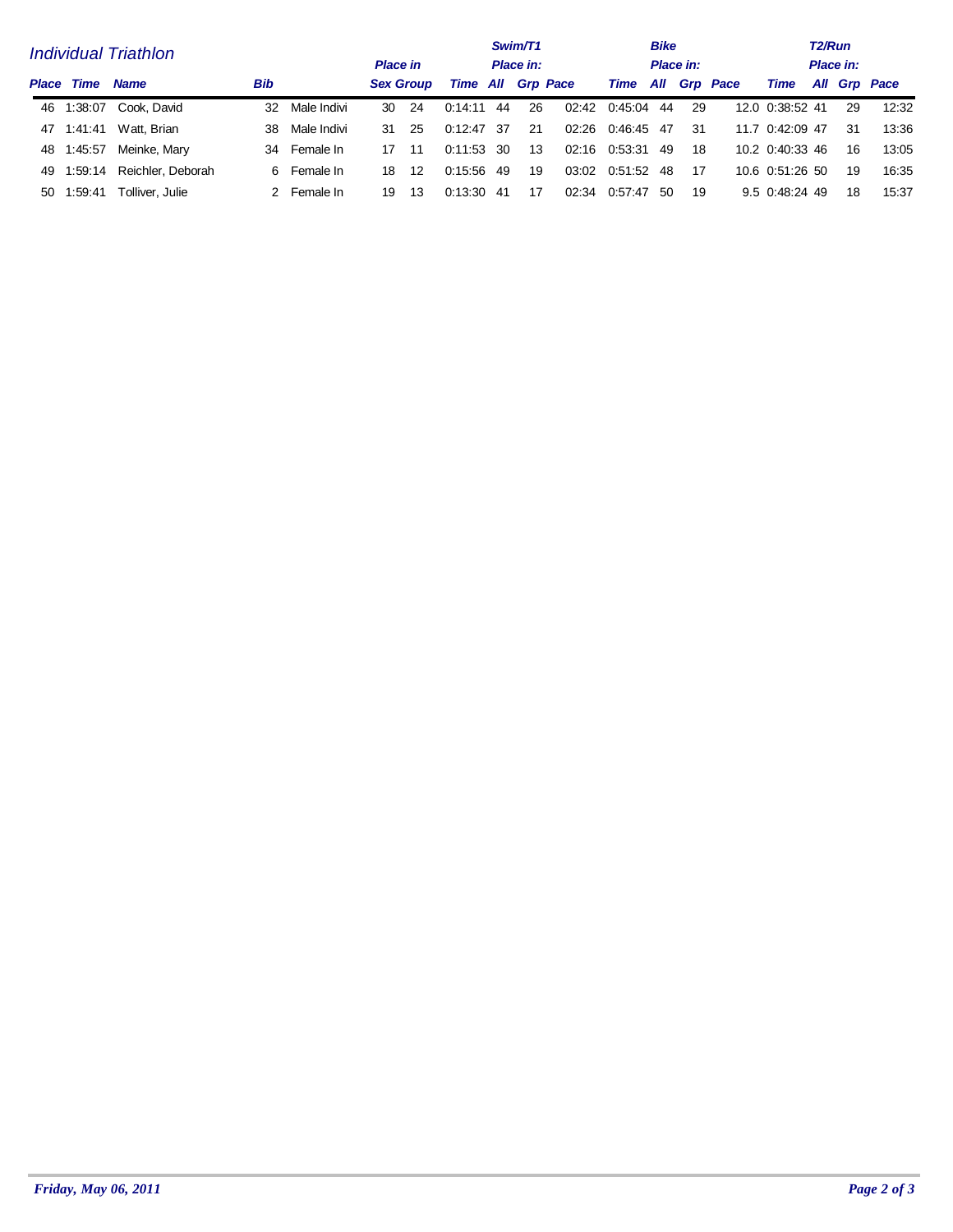## Individual Triathlon

| Place | Time | Name | Bib | | Place in Sex | Place in Group | Swim/T1 Time | Swim/T1 Place in: All | Swim/T1 Place in: Grp | Swim/T1 Pace | Bike Time | Bike Place in: All | Bike Place in: Grp | Bike Pace | T2/Run Time | T2/Run Place in: All | T2/Run Place in: Grp | T2/Run Pace |
|---|---|---|---|---|---|---|---|---|---|---|---|---|---|---|---|---|---|---|
| 46 | 1:38:07 | Cook, David | 32 | Male Indivi | 30 | 24 | 0:14:11 | 44 | 26 | 02:42 | 0:45:04 | 44 | 29 | 12.0 | 0:38:52 | 41 | 29 | 12:32 |
| 47 | 1:41:41 | Watt, Brian | 38 | Male Indivi | 31 | 25 | 0:12:47 | 37 | 21 | 02:26 | 0:46:45 | 47 | 31 | 11.7 | 0:42:09 | 47 | 31 | 13:36 |
| 48 | 1:45:57 | Meinke, Mary | 34 | Female In | 17 | 11 | 0:11:53 | 30 | 13 | 02:16 | 0:53:31 | 49 | 18 | 10.2 | 0:40:33 | 46 | 16 | 13:05 |
| 49 | 1:59:14 | Reichler, Deborah | 6 | Female In | 18 | 12 | 0:15:56 | 49 | 19 | 03:02 | 0:51:52 | 48 | 17 | 10.6 | 0:51:26 | 50 | 19 | 16:35 |
| 50 | 1:59:41 | Tolliver, Julie | 2 | Female In | 19 | 13 | 0:13:30 | 41 | 17 | 02:34 | 0:57:47 | 50 | 19 | 9.5 | 0:48:24 | 49 | 18 | 15:37 |

*Friday, May 06, 2011*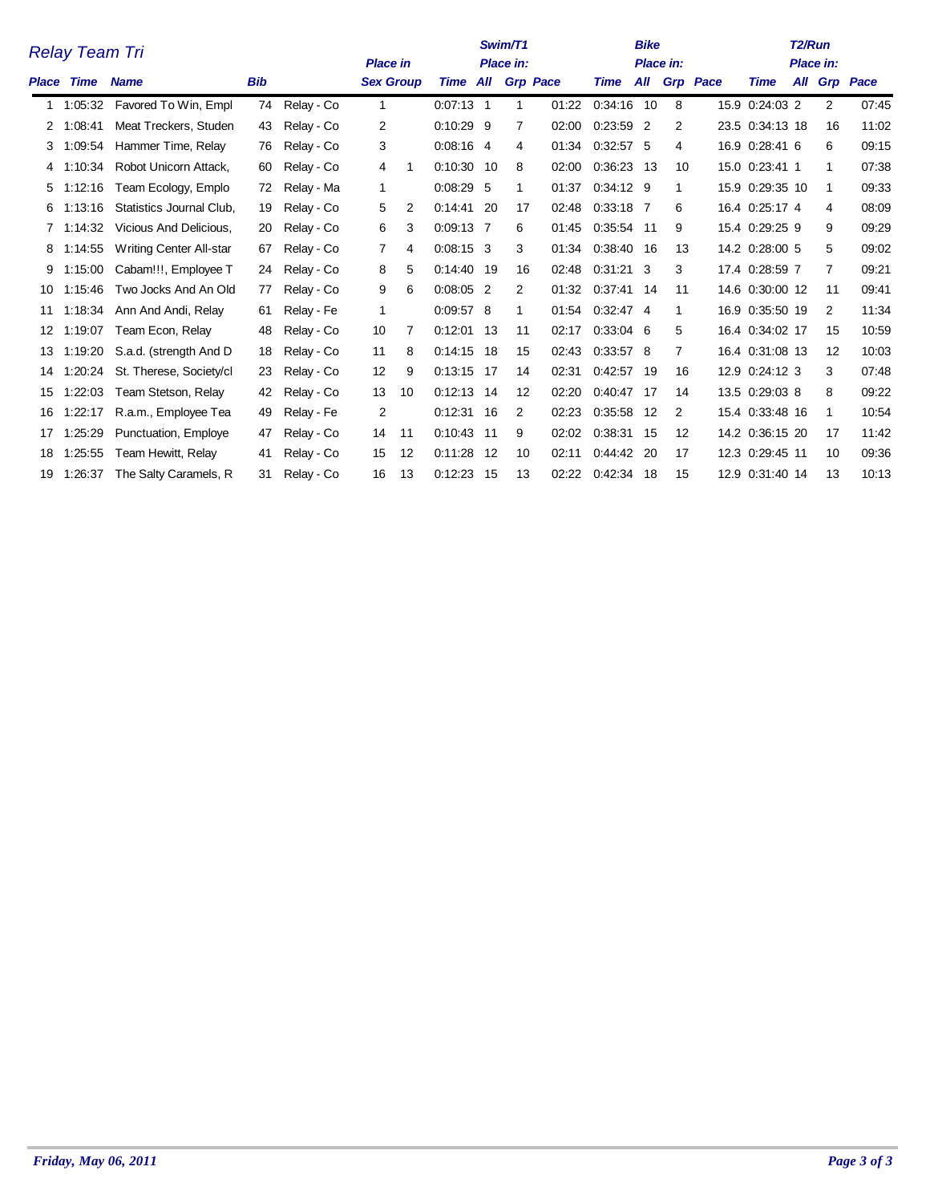# Relay Team Tri

| Place | Time | Name | Bib | | Place in Sex | Place in Group | Swim/T1 Time | Swim/T1 Place in: All | Swim/T1 Place in: Grp | Swim/T1 Pace | Bike Time | Bike Place in: All | Bike Place in: Grp | Bike Pace | T2/Run Time | T2/Run Place in: All | T2/Run Place in: Grp | T2/Run Pace |
|---|---|---|---|---|---|---|---|---|---|---|---|---|---|---|---|---|---|---|
| 1 | 1:05:32 | Favored To Win, Empl | 74 | Relay - Co | 1 | | 0:07:13 | 1 | 1 | 01:22 | 0:34:16 | 10 | 8 | 15.9 | 0:24:03 | 2 | 2 | 07:45 |
| 2 | 1:08:41 | Meat Treckers, Studen | 43 | Relay - Co | 2 | | 0:10:29 | 9 | 7 | 02:00 | 0:23:59 | 2 | 2 | 23.5 | 0:34:13 | 18 | 16 | 11:02 |
| 3 | 1:09:54 | Hammer Time, Relay | 76 | Relay - Co | 3 | | 0:08:16 | 4 | 4 | 01:34 | 0:32:57 | 5 | 4 | 16.9 | 0:28:41 | 6 | 6 | 09:15 |
| 4 | 1:10:34 | Robot Unicorn Attack, | 60 | Relay - Co | 4 | 1 | 0:10:30 | 10 | 8 | 02:00 | 0:36:23 | 13 | 10 | 15.0 | 0:23:41 | 1 | 1 | 07:38 |
| 5 | 1:12:16 | Team Ecology, Emplo | 72 | Relay - Ma | 1 | | 0:08:29 | 5 | 1 | 01:37 | 0:34:12 | 9 | 1 | 15.9 | 0:29:35 | 10 | 1 | 09:33 |
| 6 | 1:13:16 | Statistics Journal Club, | 19 | Relay - Co | 5 | 2 | 0:14:41 | 20 | 17 | 02:48 | 0:33:18 | 7 | 6 | 16.4 | 0:25:17 | 4 | 4 | 08:09 |
| 7 | 1:14:32 | Vicious And Delicious, | 20 | Relay - Co | 6 | 3 | 0:09:13 | 7 | 6 | 01:45 | 0:35:54 | 11 | 9 | 15.4 | 0:29:25 | 9 | 9 | 09:29 |
| 8 | 1:14:55 | Writing Center All-star | 67 | Relay - Co | 7 | 4 | 0:08:15 | 3 | 3 | 01:34 | 0:38:40 | 16 | 13 | 14.2 | 0:28:00 | 5 | 5 | 09:02 |
| 9 | 1:15:00 | Cabam!!!, Employee T | 24 | Relay - Co | 8 | 5 | 0:14:40 | 19 | 16 | 02:48 | 0:31:21 | 3 | 3 | 17.4 | 0:28:59 | 7 | 7 | 09:21 |
| 10 | 1:15:46 | Two Jocks And An Old | 77 | Relay - Co | 9 | 6 | 0:08:05 | 2 | 2 | 01:32 | 0:37:41 | 14 | 11 | 14.6 | 0:30:00 | 12 | 11 | 09:41 |
| 11 | 1:18:34 | Ann And Andi, Relay | 61 | Relay - Fe | 1 | | 0:09:57 | 8 | 1 | 01:54 | 0:32:47 | 4 | 1 | 16.9 | 0:35:50 | 19 | 2 | 11:34 |
| 12 | 1:19:07 | Team Econ, Relay | 48 | Relay - Co | 10 | 7 | 0:12:01 | 13 | 11 | 02:17 | 0:33:04 | 6 | 5 | 16.4 | 0:34:02 | 17 | 15 | 10:59 |
| 13 | 1:19:20 | S.a.d. (strength And D | 18 | Relay - Co | 11 | 8 | 0:14:15 | 18 | 15 | 02:43 | 0:33:57 | 8 | 7 | 16.4 | 0:31:08 | 13 | 12 | 10:03 |
| 14 | 1:20:24 | St. Therese, Society/cl | 23 | Relay - Co | 12 | 9 | 0:13:15 | 17 | 14 | 02:31 | 0:42:57 | 19 | 16 | 12.9 | 0:24:12 | 3 | 3 | 07:48 |
| 15 | 1:22:03 | Team Stetson, Relay | 42 | Relay - Co | 13 | 10 | 0:12:13 | 14 | 12 | 02:20 | 0:40:47 | 17 | 14 | 13.5 | 0:29:03 | 8 | 8 | 09:22 |
| 16 | 1:22:17 | R.a.m., Employee Tea | 49 | Relay - Fe | 2 | | 0:12:31 | 16 | 2 | 02:23 | 0:35:58 | 12 | 2 | 15.4 | 0:33:48 | 16 | 1 | 10:54 |
| 17 | 1:25:29 | Punctuation, Employe | 47 | Relay - Co | 14 | 11 | 0:10:43 | 11 | 9 | 02:02 | 0:38:31 | 15 | 12 | 14.2 | 0:36:15 | 20 | 17 | 11:42 |
| 18 | 1:25:55 | Team Hewitt, Relay | 41 | Relay - Co | 15 | 12 | 0:11:28 | 12 | 10 | 02:11 | 0:44:42 | 20 | 17 | 12.3 | 0:29:45 | 11 | 10 | 09:36 |
| 19 | 1:26:37 | The Salty Caramels, R | 31 | Relay - Co | 16 | 13 | 0:12:23 | 15 | 13 | 02:22 | 0:42:34 | 18 | 15 | 12.9 | 0:31:40 | 14 | 13 | 10:13 |

*Friday, May 06, 2011*